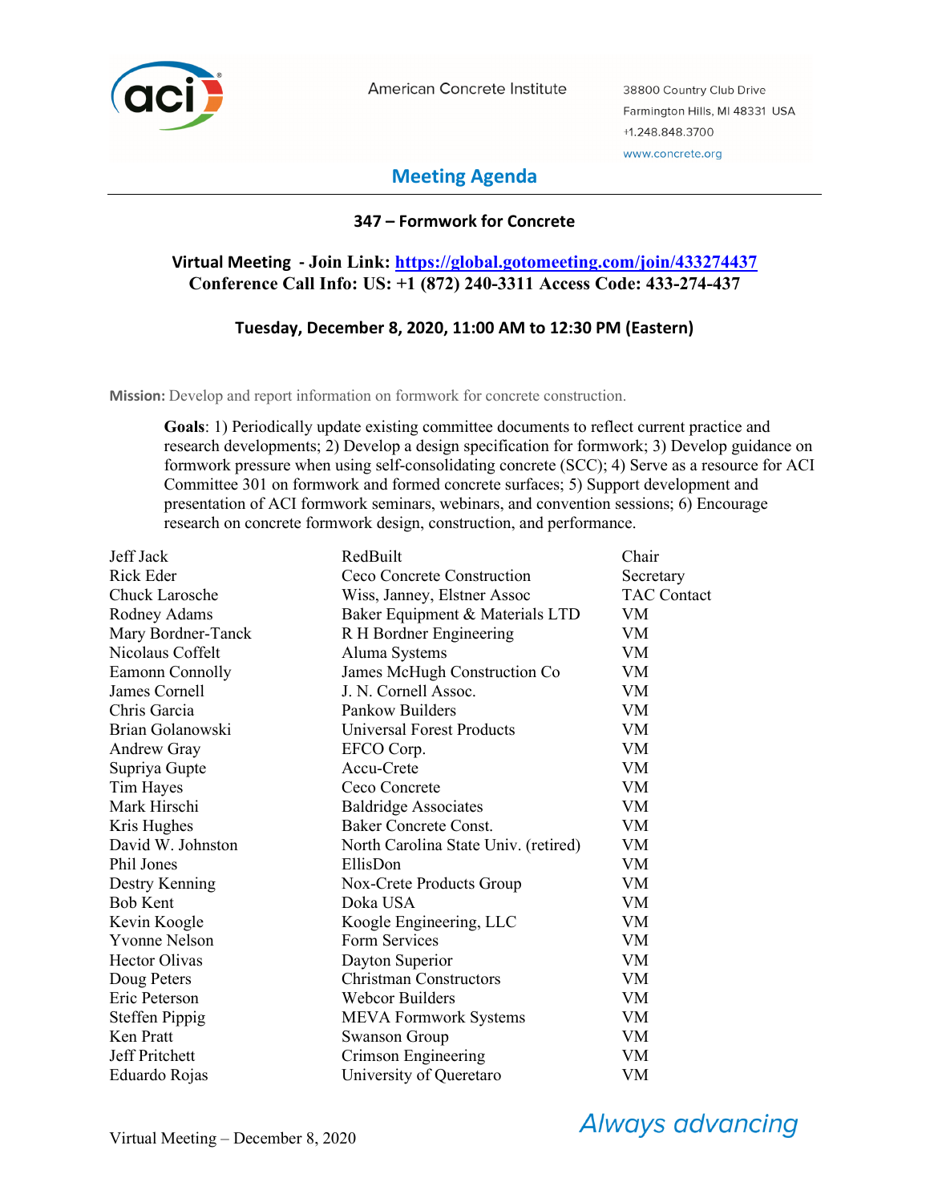American Concrete Institute

38800 Country Club Drive
Farmington Hills, MI 48331 USA
+1.248.848.3700
www.concrete.org

# Meeting Agenda

## 347 – Formwork for Concrete

**Virtual Meeting - Join Link: https://global.gotomeeting.com/join/433274437**
**Conference Call Info: US: +1 (872) 240-3311 Access Code: 433-274-437**

**Tuesday, December 8, 2020, 11:00 AM to 12:30 PM (Eastern)**

**Mission:** Develop and report information on formwork for concrete construction.

**Goals**: 1) Periodically update existing committee documents to reflect current practice and research developments; 2) Develop a design specification for formwork; 3) Develop guidance on formwork pressure when using self-consolidating concrete (SCC); 4) Serve as a resource for ACI Committee 301 on formwork and formed concrete surfaces; 5) Support development and presentation of ACI formwork seminars, webinars, and convention sessions; 6) Encourage research on concrete formwork design, construction, and performance.

| | | |
|---|---|---|
| Jeff Jack | RedBuilt | Chair |
| Rick Eder | Ceco Concrete Construction | Secretary |
| Chuck Larosche | Wiss, Janney, Elstner Assoc | TAC Contact |
| Rodney Adams | Baker Equipment & Materials LTD | VM |
| Mary Bordner-Tanck | R H Bordner Engineering | VM |
| Nicolaus Coffelt | Aluma Systems | VM |
| Eamonn Connolly | James McHugh Construction Co | VM |
| James Cornell | J. N. Cornell Assoc. | VM |
| Chris Garcia | Pankow Builders | VM |
| Brian Golanowski | Universal Forest Products | VM |
| Andrew Gray | EFCO Corp. | VM |
| Supriya Gupte | Accu-Crete | VM |
| Tim Hayes | Ceco Concrete | VM |
| Mark Hirschi | Baldridge Associates | VM |
| Kris Hughes | Baker Concrete Const. | VM |
| David W. Johnston | North Carolina State Univ. (retired) | VM |
| Phil Jones | EllisDon | VM |
| Destry Kenning | Nox-Crete Products Group | VM |
| Bob Kent | Doka USA | VM |
| Kevin Koogle | Koogle Engineering, LLC | VM |
| Yvonne Nelson | Form Services | VM |
| Hector Olivas | Dayton Superior | VM |
| Doug Peters | Christman Constructors | VM |
| Eric Peterson | Webcor Builders | VM |
| Steffen Pippig | MEVA Formwork Systems | VM |
| Ken Pratt | Swanson Group | VM |
| Jeff Pritchett | Crimson Engineering | VM |
| Eduardo Rojas | University of Queretaro | VM |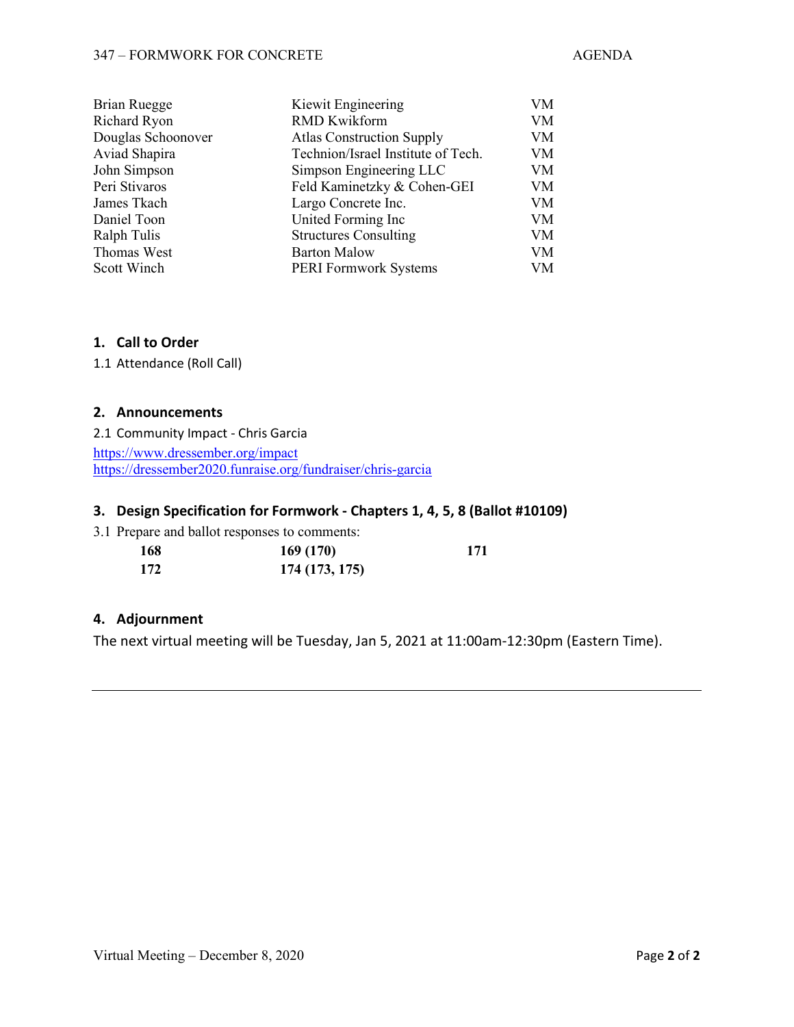| | | |
|---|---|---|
| Brian Ruegge | Kiewit Engineering | VM |
| Richard Ryon | RMD Kwikform | VM |
| Douglas Schoonover | Atlas Construction Supply | VM |
| Aviad Shapira | Technion/Israel Institute of Tech. | VM |
| John Simpson | Simpson Engineering LLC | VM |
| Peri Stivaros | Feld Kaminetzky & Cohen-GEI | VM |
| James Tkach | Largo Concrete Inc. | VM |
| Daniel Toon | United Forming Inc | VM |
| Ralph Tulis | Structures Consulting | VM |
| Thomas West | Barton Malow | VM |
| Scott Winch | PERI Formwork Systems | VM |

## 1. Call to Order

1.1 Attendance (Roll Call)

## 2. Announcements

2.1 Community Impact - Chris Garcia

https://www.dressember.org/impact
https://dressember2020.funraise.org/fundraiser/chris-garcia

## 3. Design Specification for Formwork - Chapters 1, 4, 5, 8 (Ballot #10109)

3.1 Prepare and ballot responses to comments:

| | | |
|---|---|---|
| **168** | **169 (170)** | **171** |
| **172** | **174 (173, 175)** | |

## 4. Adjournment

The next virtual meeting will be Tuesday, Jan 5, 2021 at 11:00am-12:30pm (Eastern Time).